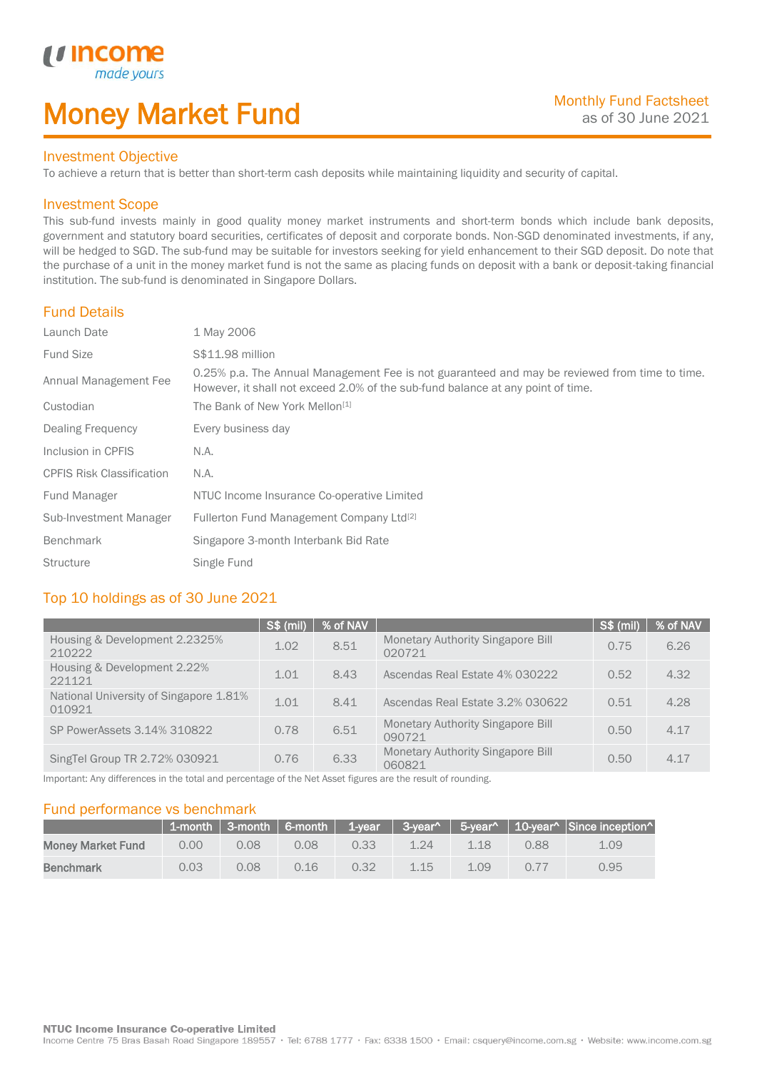# Money Market Fund

Monthly Fund Factsheet
as of 30 June 2021

## Investment Objective

To achieve a return that is better than short-term cash deposits while maintaining liquidity and security of capital.

## Investment Scope

This sub-fund invests mainly in good quality money market instruments and short-term bonds which include bank deposits, government and statutory board securities, certificates of deposit and corporate bonds. Non-SGD denominated investments, if any, will be hedged to SGD. The sub-fund may be suitable for investors seeking for yield enhancement to their SGD deposit. Do note that the purchase of a unit in the money market fund is not the same as placing funds on deposit with a bank or deposit-taking financial institution. The sub-fund is denominated in Singapore Dollars.

## Fund Details

| | |
|---|---|
| Launch Date | 1 May 2006 |
| Fund Size | S$11.98 million |
| Annual Management Fee | 0.25% p.a. The Annual Management Fee is not guaranteed and may be reviewed from time to time. However, it shall not exceed 2.0% of the sub-fund balance at any point of time. |
| Custodian | The Bank of New York Mellon[1] |
| Dealing Frequency | Every business day |
| Inclusion in CPFIS | N.A. |
| CPFIS Risk Classification | N.A. |
| Fund Manager | NTUC Income Insurance Co-operative Limited |
| Sub-Investment Manager | Fullerton Fund Management Company Ltd[2] |
| Benchmark | Singapore 3-month Interbank Bid Rate |
| Structure | Single Fund |

## Top 10 holdings as of 30 June 2021

| | S$ (mil) | % of NAV | | S$ (mil) | % of NAV |
|---|---|---|---|---|---|
| Housing & Development 2.2325% 210222 | 1.02 | 8.51 | Monetary Authority Singapore Bill 020721 | 0.75 | 6.26 |
| Housing & Development 2.22% 221121 | 1.01 | 8.43 | Ascendas Real Estate 4% 030222 | 0.52 | 4.32 |
| National University of Singapore 1.81% 010921 | 1.01 | 8.41 | Ascendas Real Estate 3.2% 030622 | 0.51 | 4.28 |
| SP PowerAssets 3.14% 310822 | 0.78 | 6.51 | Monetary Authority Singapore Bill 090721 | 0.50 | 4.17 |
| SingTel Group TR 2.72% 030921 | 0.76 | 6.33 | Monetary Authority Singapore Bill 060821 | 0.50 | 4.17 |

Important: Any differences in the total and percentage of the Net Asset figures are the result of rounding.

## Fund performance vs benchmark

| | 1-month | 3-month | 6-month | 1-year | 3-year^ | 5-year^ | 10-year^ | Since inception^ |
|---|---|---|---|---|---|---|---|---|
| **Money Market Fund** | 0.00 | 0.08 | 0.08 | 0.33 | 1.24 | 1.18 | 0.88 | 1.09 |
| **Benchmark** | 0.03 | 0.08 | 0.16 | 0.32 | 1.15 | 1.09 | 0.77 | 0.95 |

**NTUC Income Insurance Co-operative Limited**
Income Centre 75 Bras Basah Road Singapore 189557 • Tel: 6788 1777 • Fax: 6338 1500 • Email: csquery@income.com.sg • Website: www.income.com.sg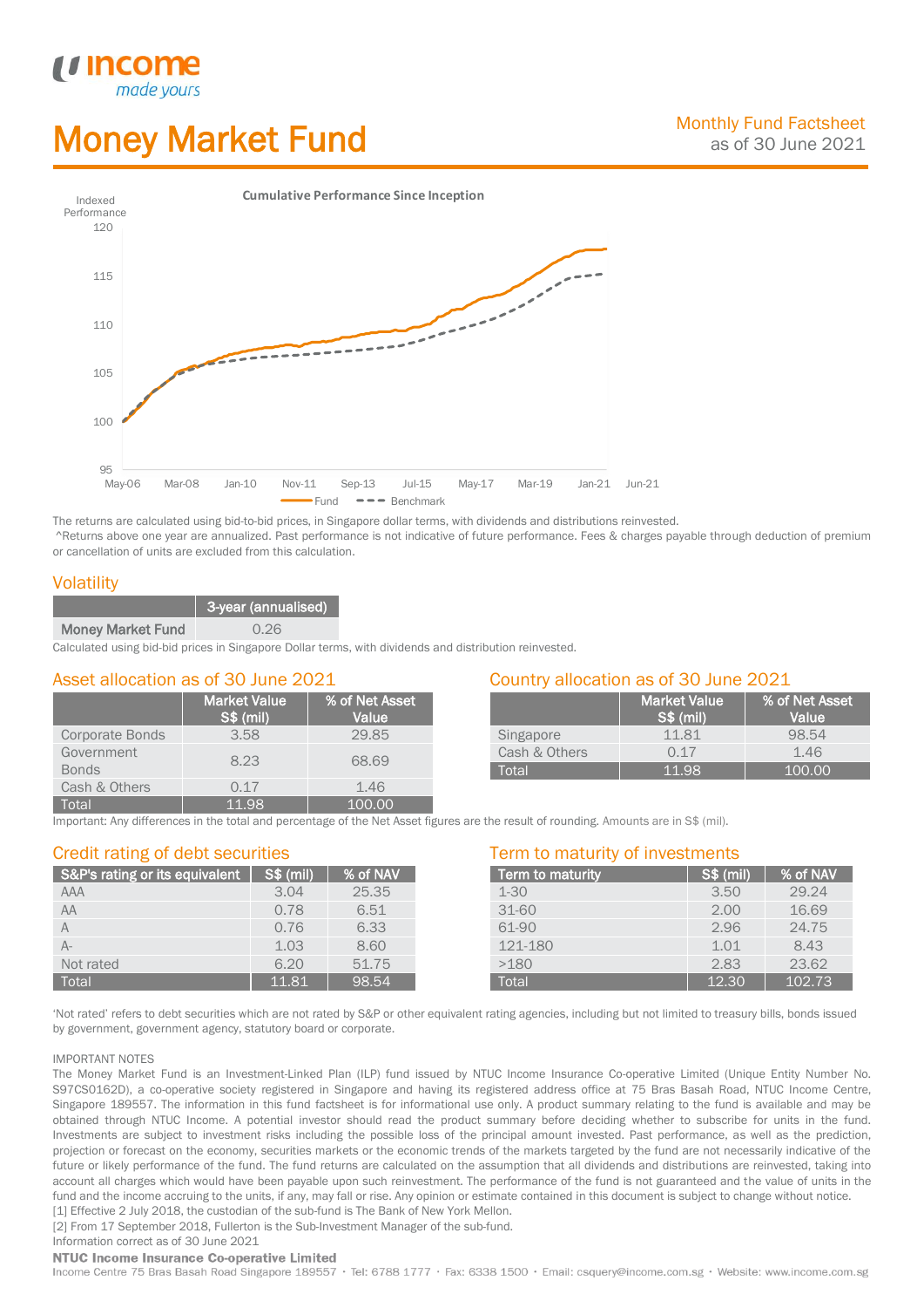# Money Market Fund

Monthly Fund Factsheet
as of 30 June 2021

Cumulative Performance Since Inception

Indexed Performance

120
115
110
105
100
95

May-06 Mar-08 Jan-10 Nov-11 Sep-13 Jul-15 May-17 Mar-19 Jan-21 Jun-21

Fund
Benchmark

The returns are calculated using bid-to-bid prices, in Singapore dollar terms, with dividends and distributions reinvested.
^Returns above one year are annualized. Past performance is not indicative of future performance. Fees & charges payable through deduction of premium or cancellation of units are excluded from this calculation.

## Volatility

| | 3-year (annualised) |
|---|---|
| Money Market Fund | 0.26 |

Calculated using bid-bid prices in Singapore Dollar terms, with dividends and distribution reinvested.

## Asset allocation as of 30 June 2021

| | Market Value S$ (mil) | % of Net Asset Value |
|---|---|---|
| Corporate Bonds | 3.58 | 29.85 |
| Government Bonds | 8.23 | 68.69 |
| Cash & Others | 0.17 | 1.46 |
| Total | 11.98 | 100.00 |

## Country allocation as of 30 June 2021

| | Market Value S$ (mil) | % of Net Asset Value |
|---|---|---|
| Singapore | 11.81 | 98.54 |
| Cash & Others | 0.17 | 1.46 |
| Total | 11.98 | 100.00 |

Important: Any differences in the total and percentage of the Net Asset figures are the result of rounding. Amounts are in S$ (mil).

## Credit rating of debt securities

| S&P's rating or its equivalent | S$ (mil) | % of NAV |
|---|---|---|
| AAA | 3.04 | 25.35 |
| AA | 0.78 | 6.51 |
| A | 0.76 | 6.33 |
| A- | 1.03 | 8.60 |
| Not rated | 6.20 | 51.75 |
| Total | 11.81 | 98.54 |

## Term to maturity of investments

| Term to maturity | S$ (mil) | % of NAV |
|---|---|---|
| 1-30 | 3.50 | 29.24 |
| 31-60 | 2.00 | 16.69 |
| 61-90 | 2.96 | 24.75 |
| 121-180 | 1.01 | 8.43 |
| >180 | 2.83 | 23.62 |
| Total | 12.30 | 102.73 |

'Not rated' refers to debt securities which are not rated by S&P or other equivalent rating agencies, including but not limited to treasury bills, bonds issued by government, government agency, statutory board or corporate.

IMPORTANT NOTES

The Money Market Fund is an Investment-Linked Plan (ILP) fund issued by NTUC Income Insurance Co-operative Limited (Unique Entity Number No. S97CS0162D), a co-operative society registered in Singapore and having its registered address office at 75 Bras Basah Road, NTUC Income Centre, Singapore 189557. The information in this fund factsheet is for informational use only. A product summary relating to the fund is available and may be obtained through NTUC Income. A potential investor should read the product summary before deciding whether to subscribe for units in the fund. Investments are subject to investment risks including the possible loss of the principal amount invested. Past performance, as well as the prediction, projection or forecast on the economy, securities markets or the economic trends of the markets targeted by the fund are not necessarily indicative of the future or likely performance of the fund. The fund returns are calculated on the assumption that all dividends and distributions are reinvested, taking into account all charges which would have been payable upon such reinvestment. The performance of the fund is not guaranteed and the value of units in the fund and the income accruing to the units, if any, may fall or rise. Any opinion or estimate contained in this document is subject to change without notice.
[1] Effective 2 July 2018, the custodian of the sub-fund is The Bank of New York Mellon.
[2] From 17 September 2018, Fullerton is the Sub-Investment Manager of the sub-fund.
Information correct as of 30 June 2021

**NTUC Income Insurance Co-operative Limited**
Income Centre 75 Bras Basah Road Singapore 189557 · Tel: 6788 1777 · Fax: 6338 1500 · Email: csquery@income.com.sg · Website: www.income.com.sg